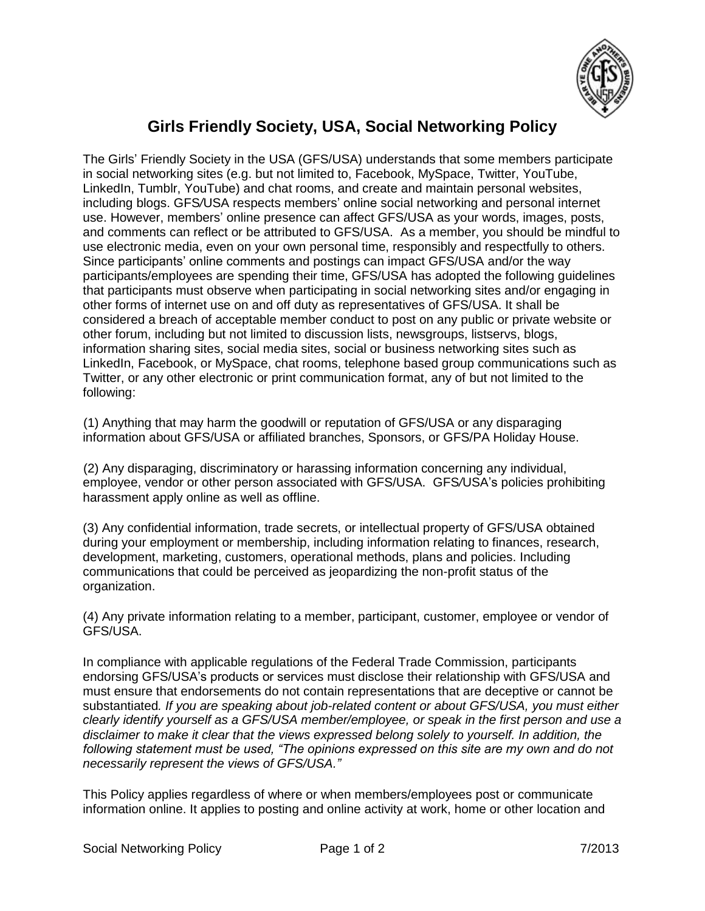# Girls Friendly Society, USA, Social Networking Policy

The Girls' Friendly Society in the USA (GFS/USA) understands that some members participate in social networking sites (e.g. but not limited to, Facebook, MySpace, Twitter, YouTube, LinkedIn, Tumblr, YouTube) and chat rooms, and create and maintain personal websites, including blogs. GFS/USA respects members' online social networking and personal internet use. However, members' online presence can affect GFS/USA as your words, images, posts, and comments can reflect or be attributed to GFS/USA. As a member, you should be mindful to use electronic media, even on your own personal time, responsibly and respectfully to others. Since participants' online comments and postings can impact GFS/USA and/or the way participants/employees are spending their time, GFS/USA has adopted the following guidelines that participants must observe when participating in social networking sites and/or engaging in other forms of internet use on and off duty as representatives of GFS/USA. It shall be considered a breach of acceptable member conduct to post on any public or private website or other forum, including but not limited to discussion lists, newsgroups, listservs, blogs, information sharing sites, social media sites, social or business networking sites such as LinkedIn, Facebook, or MySpace, chat rooms, telephone based group communications such as Twitter, or any other electronic or print communication format, any of but not limited to the following:

(1) Anything that may harm the goodwill or reputation of GFS/USA or any disparaging information about GFS/USA or affiliated branches, Sponsors, or GFS/PA Holiday House.

(2) Any disparaging, discriminatory or harassing information concerning any individual, employee, vendor or other person associated with GFS/USA. GFS/USA's policies prohibiting harassment apply online as well as offline.

(3) Any confidential information, trade secrets, or intellectual property of GFS/USA obtained during your employment or membership, including information relating to finances, research, development, marketing, customers, operational methods, plans and policies. Including communications that could be perceived as jeopardizing the non-profit status of the organization.

(4) Any private information relating to a member, participant, customer, employee or vendor of GFS/USA.

In compliance with applicable regulations of the Federal Trade Commission, participants endorsing GFS/USA's products or services must disclose their relationship with GFS/USA and must ensure that endorsements do not contain representations that are deceptive or cannot be substantiated. *If you are speaking about job-related content or about GFS/USA, you must either clearly identify yourself as a GFS/USA member/employee, or speak in the first person and use a disclaimer to make it clear that the views expressed belong solely to yourself. In addition, the following statement must be used, "The opinions expressed on this site are my own and do not necessarily represent the views of GFS/USA."*

This Policy applies regardless of where or when members/employees post or communicate information online. It applies to posting and online activity at work, home or other location and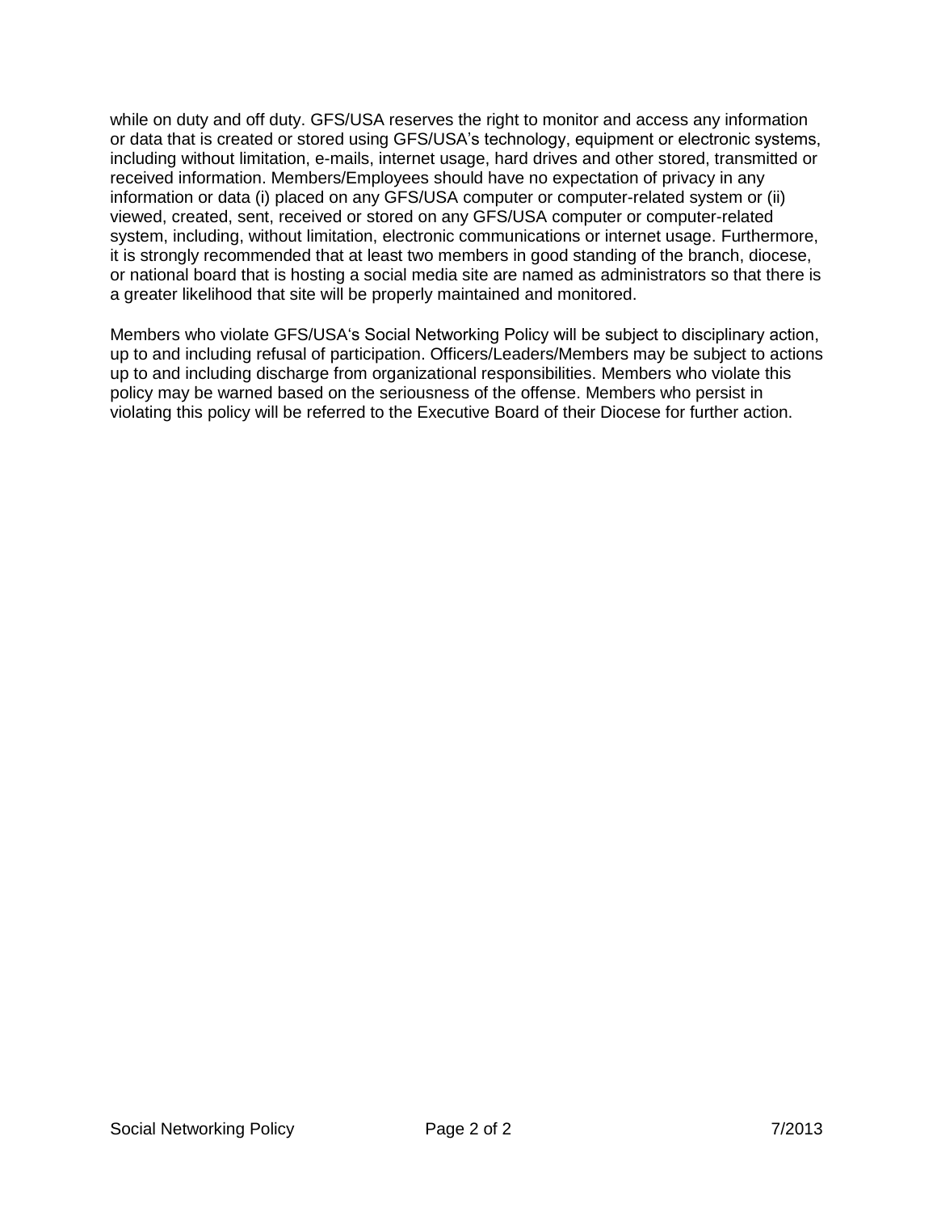while on duty and off duty. GFS/USA reserves the right to monitor and access any information or data that is created or stored using GFS/USA's technology, equipment or electronic systems, including without limitation, e-mails, internet usage, hard drives and other stored, transmitted or received information. Members/Employees should have no expectation of privacy in any information or data (i) placed on any GFS/USA computer or computer-related system or (ii) viewed, created, sent, received or stored on any GFS/USA computer or computer-related system, including, without limitation, electronic communications or internet usage. Furthermore, it is strongly recommended that at least two members in good standing of the branch, diocese, or national board that is hosting a social media site are named as administrators so that there is a greater likelihood that site will be properly maintained and monitored.

Members who violate GFS/USA's Social Networking Policy will be subject to disciplinary action, up to and including refusal of participation. Officers/Leaders/Members may be subject to actions up to and including discharge from organizational responsibilities. Members who violate this policy may be warned based on the seriousness of the offense. Members who persist in violating this policy will be referred to the Executive Board of their Diocese for further action.